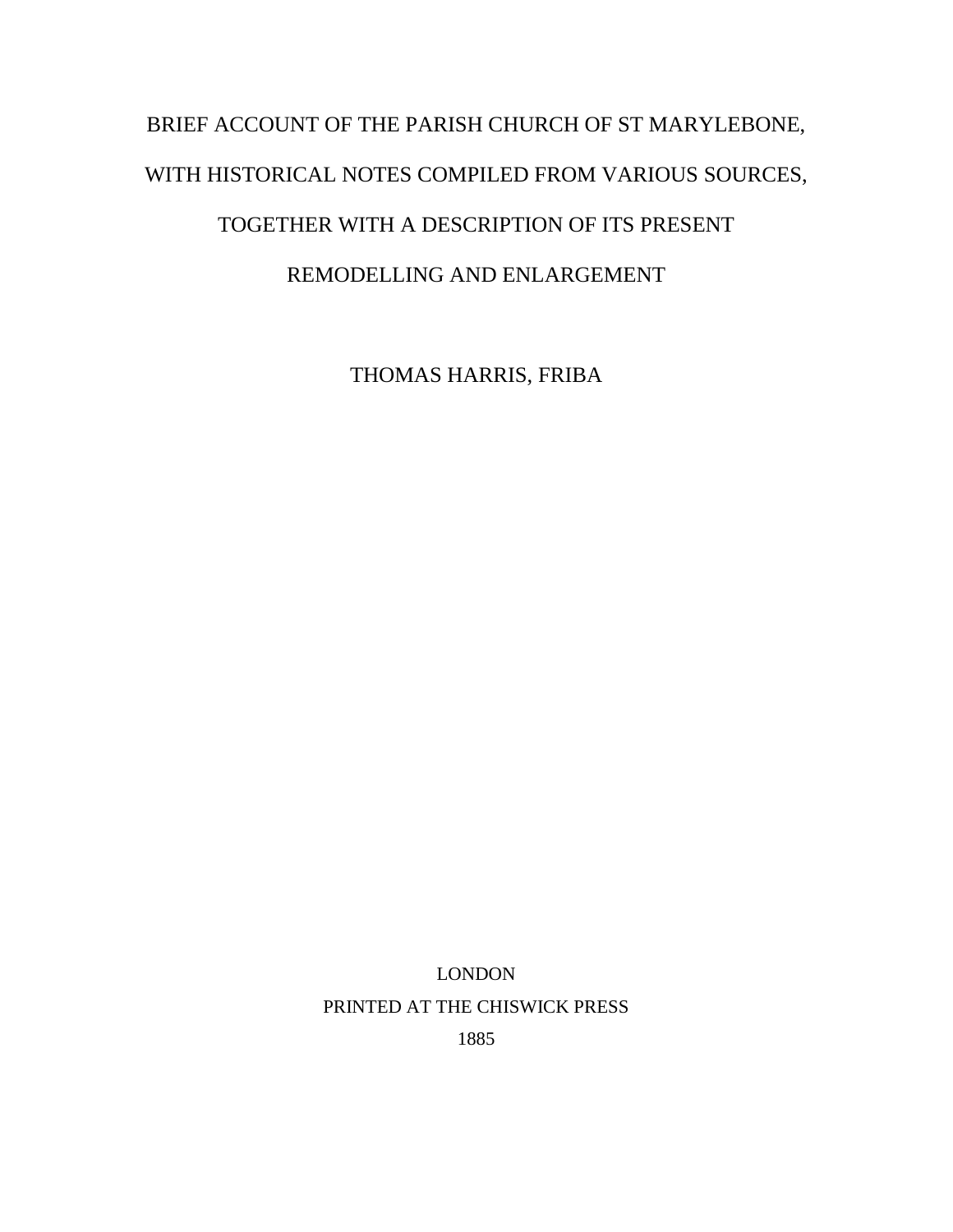# BRIEF ACCOUNT OF THE PARISH CHURCH OF ST MARYLEBONE, WITH HISTORICAL NOTES COMPILED FROM VARIOUS SOURCES, TOGETHER WITH A DESCRIPTION OF ITS PRESENT REMODELLING AND ENLARGEMENT

THOMAS HARRIS, FRIBA

LONDON

PRINTED AT THE CHISWICK PRESS

1885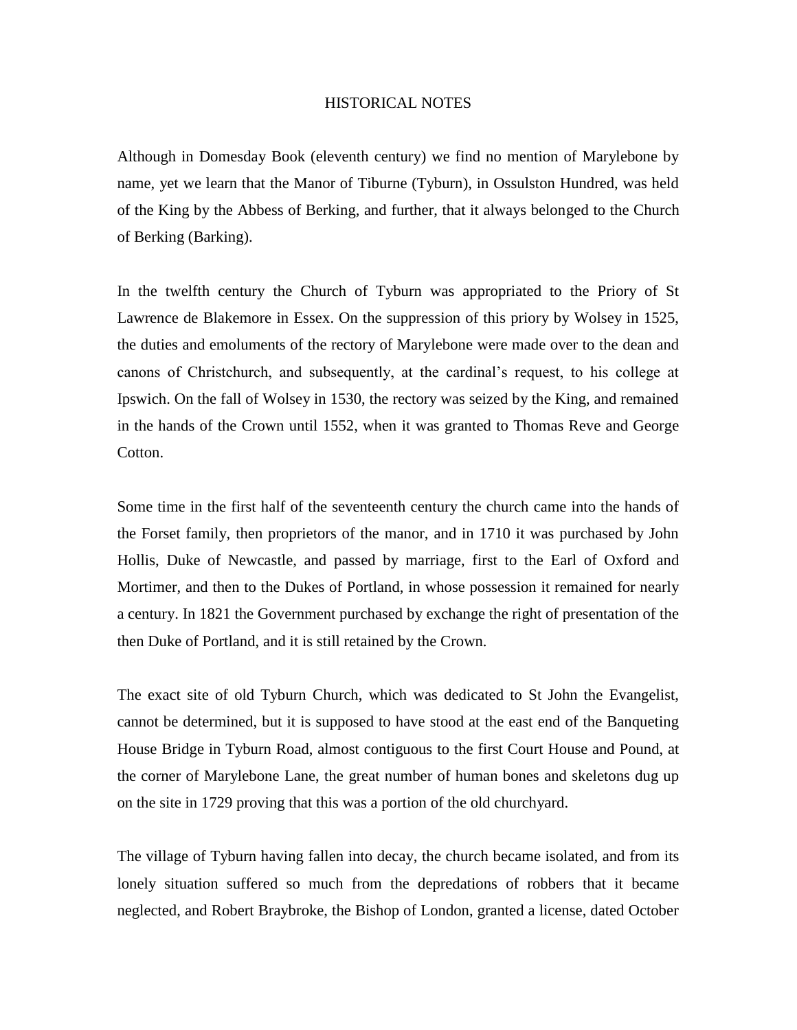# HISTORICAL NOTES

Although in Domesday Book (eleventh century) we find no mention of Marylebone by name, yet we learn that the Manor of Tiburne (Tyburn), in Ossulston Hundred, was held of the King by the Abbess of Berking, and further, that it always belonged to the Church of Berking (Barking).

In the twelfth century the Church of Tyburn was appropriated to the Priory of St Lawrence de Blakemore in Essex. On the suppression of this priory by Wolsey in 1525, the duties and emoluments of the rectory of Marylebone were made over to the dean and canons of Christchurch, and subsequently, at the cardinal's request, to his college at Ipswich. On the fall of Wolsey in 1530, the rectory was seized by the King, and remained in the hands of the Crown until 1552, when it was granted to Thomas Reve and George Cotton.

Some time in the first half of the seventeenth century the church came into the hands of the Forset family, then proprietors of the manor, and in 1710 it was purchased by John Hollis, Duke of Newcastle, and passed by marriage, first to the Earl of Oxford and Mortimer, and then to the Dukes of Portland, in whose possession it remained for nearly a century. In 1821 the Government purchased by exchange the right of presentation of the then Duke of Portland, and it is still retained by the Crown.

The exact site of old Tyburn Church, which was dedicated to St John the Evangelist, cannot be determined, but it is supposed to have stood at the east end of the Banqueting House Bridge in Tyburn Road, almost contiguous to the first Court House and Pound, at the corner of Marylebone Lane, the great number of human bones and skeletons dug up on the site in 1729 proving that this was a portion of the old churchyard.

The village of Tyburn having fallen into decay, the church became isolated, and from its lonely situation suffered so much from the depredations of robbers that it became neglected, and Robert Braybroke, the Bishop of London, granted a license, dated October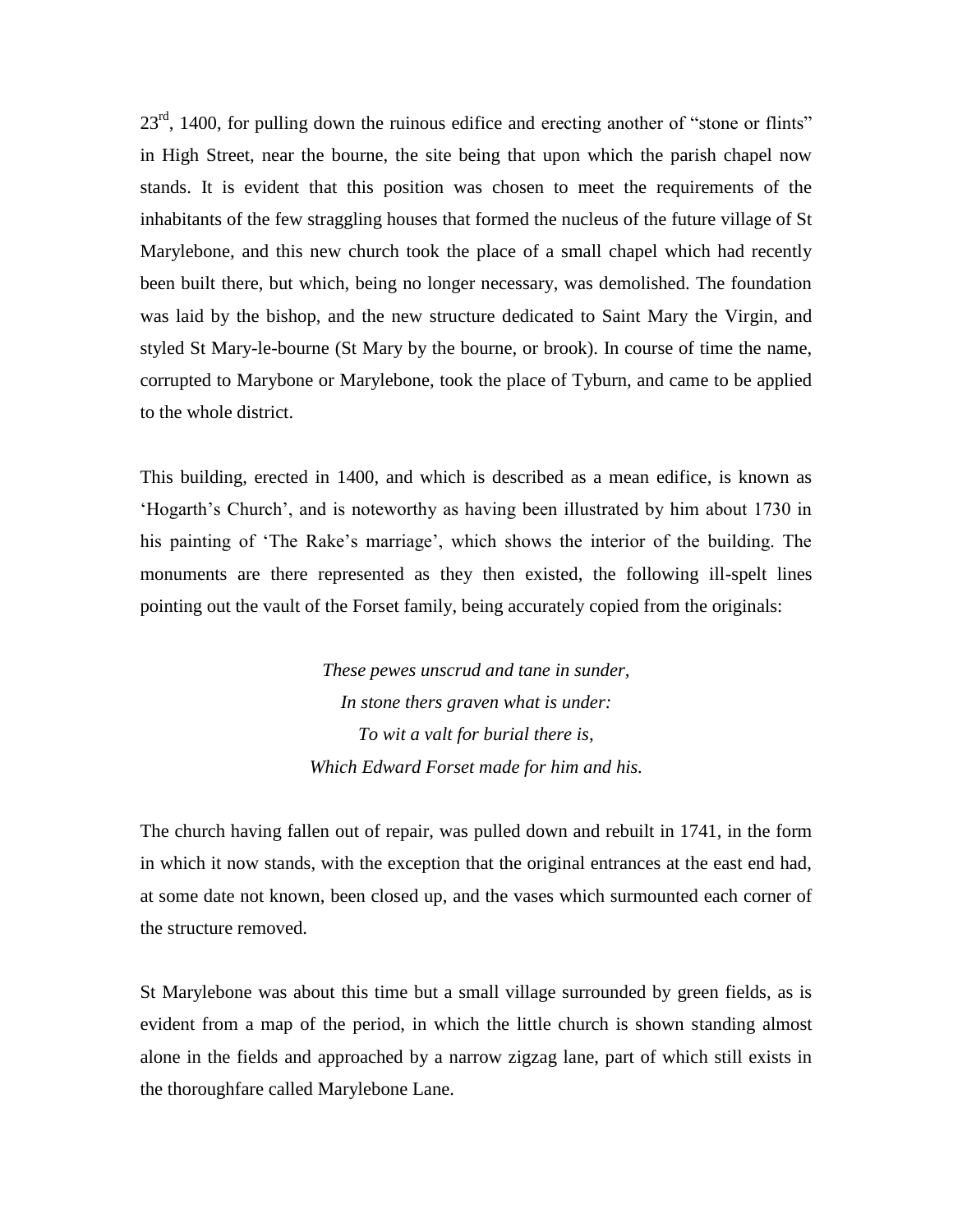23rd, 1400, for pulling down the ruinous edifice and erecting another of "stone or flints" in High Street, near the bourne, the site being that upon which the parish chapel now stands. It is evident that this position was chosen to meet the requirements of the inhabitants of the few straggling houses that formed the nucleus of the future village of St Marylebone, and this new church took the place of a small chapel which had recently been built there, but which, being no longer necessary, was demolished. The foundation was laid by the bishop, and the new structure dedicated to Saint Mary the Virgin, and styled St Mary-le-bourne (St Mary by the bourne, or brook). In course of time the name, corrupted to Marybone or Marylebone, took the place of Tyburn, and came to be applied to the whole district.

This building, erected in 1400, and which is described as a mean edifice, is known as 'Hogarth's Church', and is noteworthy as having been illustrated by him about 1730 in his painting of 'The Rake's marriage', which shows the interior of the building. The monuments are there represented as they then existed, the following ill-spelt lines pointing out the vault of the Forset family, being accurately copied from the originals:

*These pewes unscrud and tane in sunder,*
*In stone thers graven what is under:*
*To wit a valt for burial there is,*
*Which Edward Forset made for him and his.*

The church having fallen out of repair, was pulled down and rebuilt in 1741, in the form in which it now stands, with the exception that the original entrances at the east end had, at some date not known, been closed up, and the vases which surmounted each corner of the structure removed.

St Marylebone was about this time but a small village surrounded by green fields, as is evident from a map of the period, in which the little church is shown standing almost alone in the fields and approached by a narrow zigzag lane, part of which still exists in the thoroughfare called Marylebone Lane.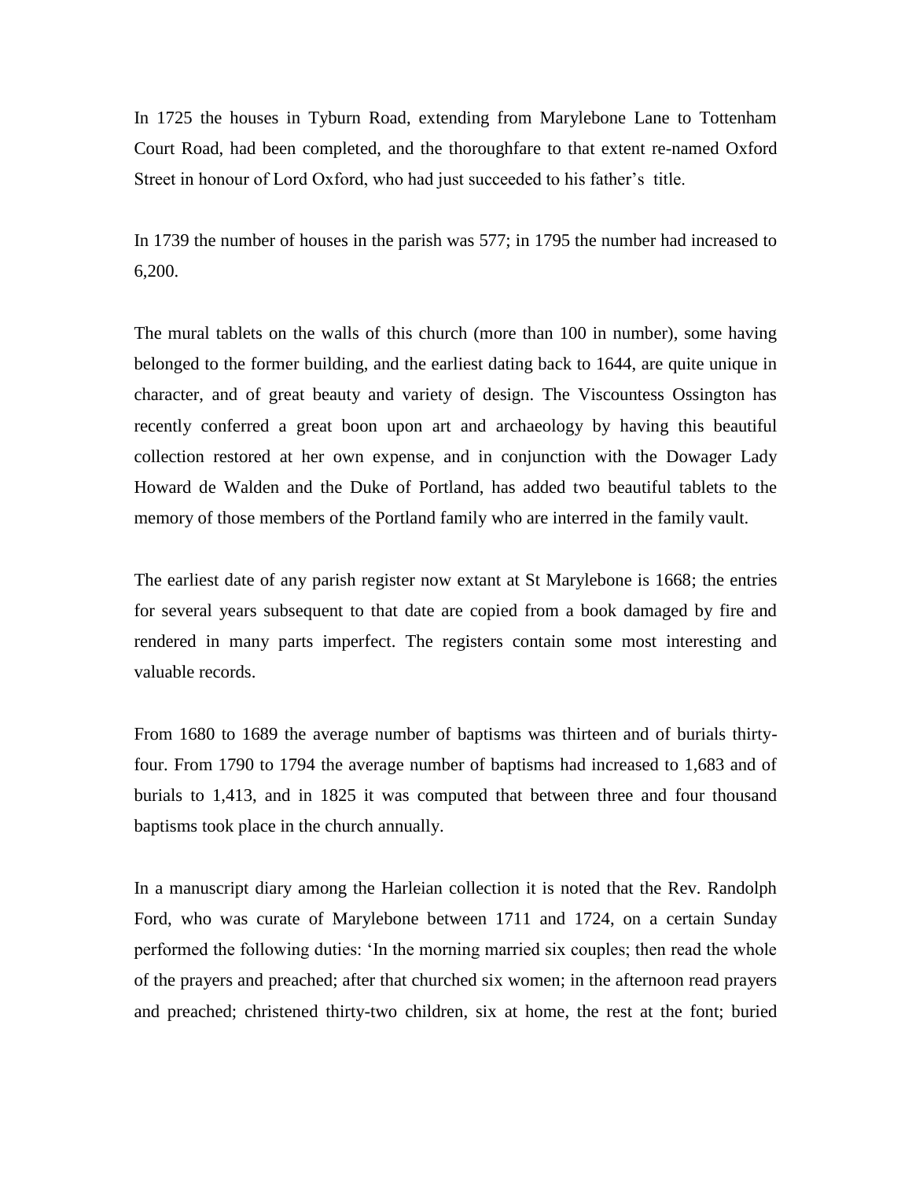In 1725 the houses in Tyburn Road, extending from Marylebone Lane to Tottenham Court Road, had been completed, and the thoroughfare to that extent re-named Oxford Street in honour of Lord Oxford, who had just succeeded to his father's title.

In 1739 the number of houses in the parish was 577; in 1795 the number had increased to 6,200.

The mural tablets on the walls of this church (more than 100 in number), some having belonged to the former building, and the earliest dating back to 1644, are quite unique in character, and of great beauty and variety of design. The Viscountess Ossington has recently conferred a great boon upon art and archaeology by having this beautiful collection restored at her own expense, and in conjunction with the Dowager Lady Howard de Walden and the Duke of Portland, has added two beautiful tablets to the memory of those members of the Portland family who are interred in the family vault.

The earliest date of any parish register now extant at St Marylebone is 1668; the entries for several years subsequent to that date are copied from a book damaged by fire and rendered in many parts imperfect. The registers contain some most interesting and valuable records.

From 1680 to 1689 the average number of baptisms was thirteen and of burials thirty-four. From 1790 to 1794 the average number of baptisms had increased to 1,683 and of burials to 1,413, and in 1825 it was computed that between three and four thousand baptisms took place in the church annually.

In a manuscript diary among the Harleian collection it is noted that the Rev. Randolph Ford, who was curate of Marylebone between 1711 and 1724, on a certain Sunday performed the following duties: 'In the morning married six couples; then read the whole of the prayers and preached; after that churched six women; in the afternoon read prayers and preached; christened thirty-two children, six at home, the rest at the font; buried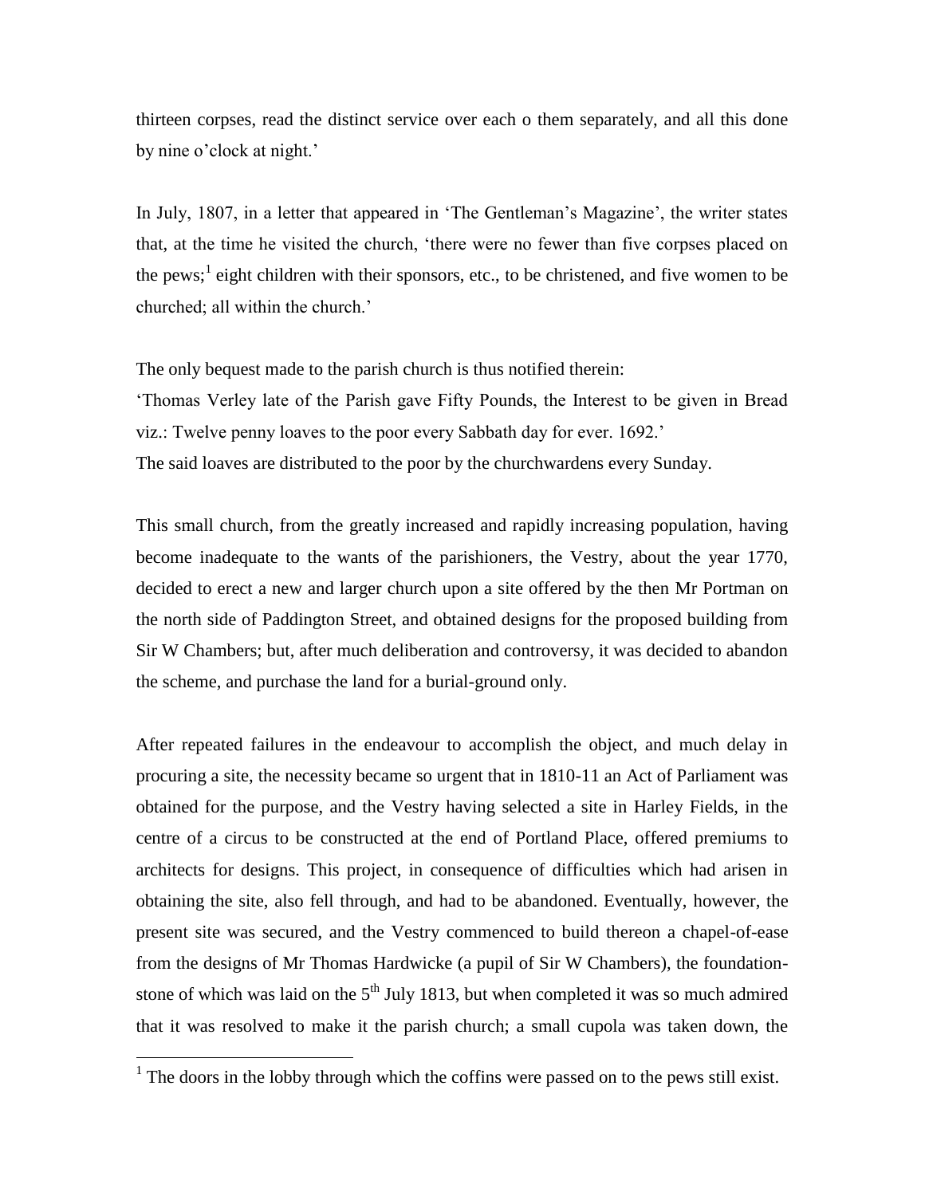thirteen corpses, read the distinct service over each o them separately, and all this done by nine o'clock at night.'

In July, 1807, in a letter that appeared in 'The Gentleman's Magazine', the writer states that, at the time he visited the church, 'there were no fewer than five corpses placed on the pews;[1] eight children with their sponsors, etc., to be christened, and five women to be churched; all within the church.'

The only bequest made to the parish church is thus notified therein:

'Thomas Verley late of the Parish gave Fifty Pounds, the Interest to be given in Bread viz.: Twelve penny loaves to the poor every Sabbath day for ever. 1692.'

The said loaves are distributed to the poor by the churchwardens every Sunday.

This small church, from the greatly increased and rapidly increasing population, having become inadequate to the wants of the parishioners, the Vestry, about the year 1770, decided to erect a new and larger church upon a site offered by the then Mr Portman on the north side of Paddington Street, and obtained designs for the proposed building from Sir W Chambers; but, after much deliberation and controversy, it was decided to abandon the scheme, and purchase the land for a burial-ground only.

After repeated failures in the endeavour to accomplish the object, and much delay in procuring a site, the necessity became so urgent that in 1810-11 an Act of Parliament was obtained for the purpose, and the Vestry having selected a site in Harley Fields, in the centre of a circus to be constructed at the end of Portland Place, offered premiums to architects for designs. This project, in consequence of difficulties which had arisen in obtaining the site, also fell through, and had to be abandoned. Eventually, however, the present site was secured, and the Vestry commenced to build thereon a chapel-of-ease from the designs of Mr Thomas Hardwicke (a pupil of Sir W Chambers), the foundation-stone of which was laid on the 5th July 1813, but when completed it was so much admired that it was resolved to make it the parish church; a small cupola was taken down, the

[1] The doors in the lobby through which the coffins were passed on to the pews still exist.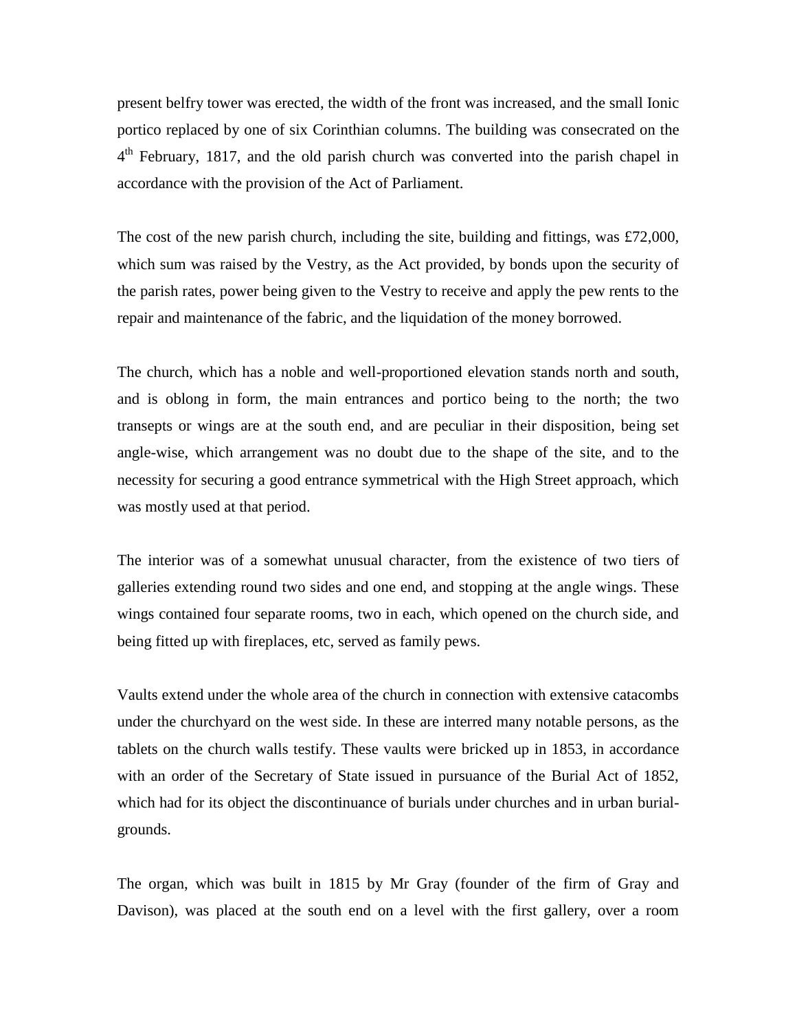present belfry tower was erected, the width of the front was increased, and the small Ionic portico replaced by one of six Corinthian columns. The building was consecrated on the 4th February, 1817, and the old parish church was converted into the parish chapel in accordance with the provision of the Act of Parliament.

The cost of the new parish church, including the site, building and fittings, was £72,000, which sum was raised by the Vestry, as the Act provided, by bonds upon the security of the parish rates, power being given to the Vestry to receive and apply the pew rents to the repair and maintenance of the fabric, and the liquidation of the money borrowed.

The church, which has a noble and well-proportioned elevation stands north and south, and is oblong in form, the main entrances and portico being to the north; the two transepts or wings are at the south end, and are peculiar in their disposition, being set angle-wise, which arrangement was no doubt due to the shape of the site, and to the necessity for securing a good entrance symmetrical with the High Street approach, which was mostly used at that period.

The interior was of a somewhat unusual character, from the existence of two tiers of galleries extending round two sides and one end, and stopping at the angle wings. These wings contained four separate rooms, two in each, which opened on the church side, and being fitted up with fireplaces, etc, served as family pews.

Vaults extend under the whole area of the church in connection with extensive catacombs under the churchyard on the west side. In these are interred many notable persons, as the tablets on the church walls testify. These vaults were bricked up in 1853, in accordance with an order of the Secretary of State issued in pursuance of the Burial Act of 1852, which had for its object the discontinuance of burials under churches and in urban burial-grounds.

The organ, which was built in 1815 by Mr Gray (founder of the firm of Gray and Davison), was placed at the south end on a level with the first gallery, over a room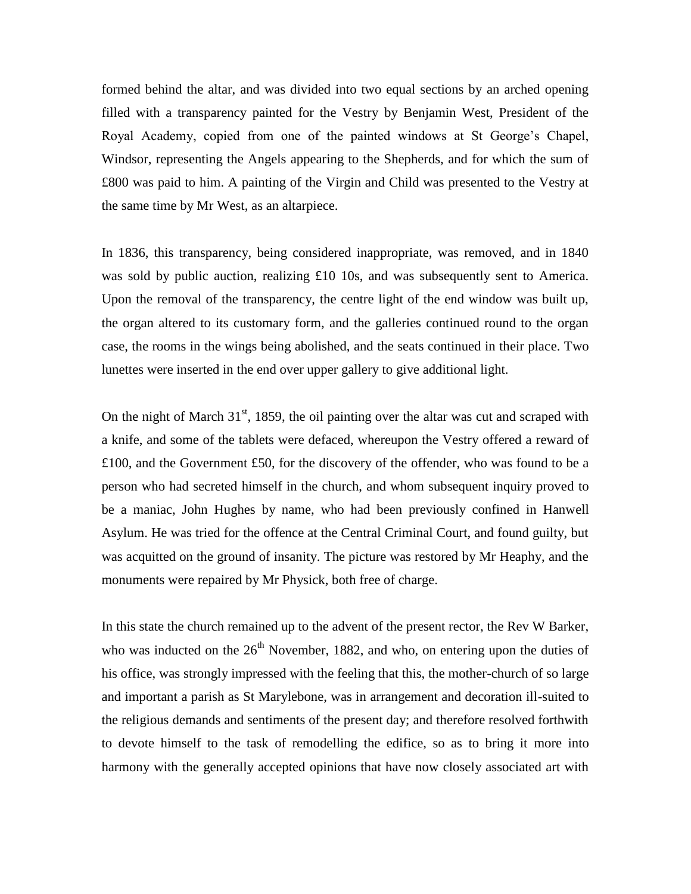formed behind the altar, and was divided into two equal sections by an arched opening filled with a transparency painted for the Vestry by Benjamin West, President of the Royal Academy, copied from one of the painted windows at St George's Chapel, Windsor, representing the Angels appearing to the Shepherds, and for which the sum of £800 was paid to him. A painting of the Virgin and Child was presented to the Vestry at the same time by Mr West, as an altarpiece.

In 1836, this transparency, being considered inappropriate, was removed, and in 1840 was sold by public auction, realizing £10 10s, and was subsequently sent to America. Upon the removal of the transparency, the centre light of the end window was built up, the organ altered to its customary form, and the galleries continued round to the organ case, the rooms in the wings being abolished, and the seats continued in their place. Two lunettes were inserted in the end over upper gallery to give additional light.

On the night of March 31st, 1859, the oil painting over the altar was cut and scraped with a knife, and some of the tablets were defaced, whereupon the Vestry offered a reward of £100, and the Government £50, for the discovery of the offender, who was found to be a person who had secreted himself in the church, and whom subsequent inquiry proved to be a maniac, John Hughes by name, who had been previously confined in Hanwell Asylum. He was tried for the offence at the Central Criminal Court, and found guilty, but was acquitted on the ground of insanity. The picture was restored by Mr Heaphy, and the monuments were repaired by Mr Physick, both free of charge.

In this state the church remained up to the advent of the present rector, the Rev W Barker, who was inducted on the 26th November, 1882, and who, on entering upon the duties of his office, was strongly impressed with the feeling that this, the mother-church of so large and important a parish as St Marylebone, was in arrangement and decoration ill-suited to the religious demands and sentiments of the present day; and therefore resolved forthwith to devote himself to the task of remodelling the edifice, so as to bring it more into harmony with the generally accepted opinions that have now closely associated art with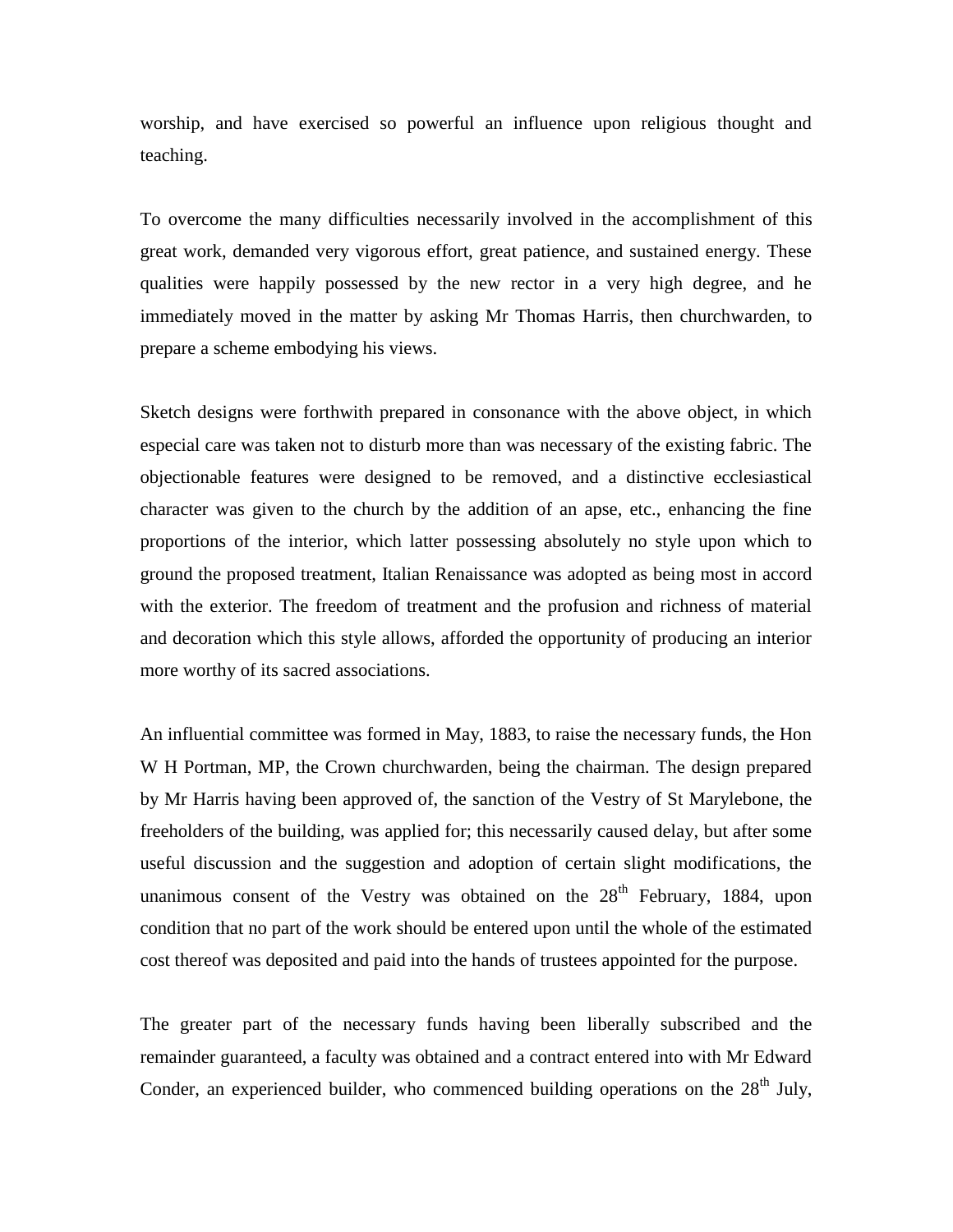worship, and have exercised so powerful an influence upon religious thought and teaching.

To overcome the many difficulties necessarily involved in the accomplishment of this great work, demanded very vigorous effort, great patience, and sustained energy. These qualities were happily possessed by the new rector in a very high degree, and he immediately moved in the matter by asking Mr Thomas Harris, then churchwarden, to prepare a scheme embodying his views.

Sketch designs were forthwith prepared in consonance with the above object, in which especial care was taken not to disturb more than was necessary of the existing fabric. The objectionable features were designed to be removed, and a distinctive ecclesiastical character was given to the church by the addition of an apse, etc., enhancing the fine proportions of the interior, which latter possessing absolutely no style upon which to ground the proposed treatment, Italian Renaissance was adopted as being most in accord with the exterior. The freedom of treatment and the profusion and richness of material and decoration which this style allows, afforded the opportunity of producing an interior more worthy of its sacred associations.

An influential committee was formed in May, 1883, to raise the necessary funds, the Hon W H Portman, MP, the Crown churchwarden, being the chairman. The design prepared by Mr Harris having been approved of, the sanction of the Vestry of St Marylebone, the freeholders of the building, was applied for; this necessarily caused delay, but after some useful discussion and the suggestion and adoption of certain slight modifications, the unanimous consent of the Vestry was obtained on the 28th February, 1884, upon condition that no part of the work should be entered upon until the whole of the estimated cost thereof was deposited and paid into the hands of trustees appointed for the purpose.

The greater part of the necessary funds having been liberally subscribed and the remainder guaranteed, a faculty was obtained and a contract entered into with Mr Edward Conder, an experienced builder, who commenced building operations on the 28th July,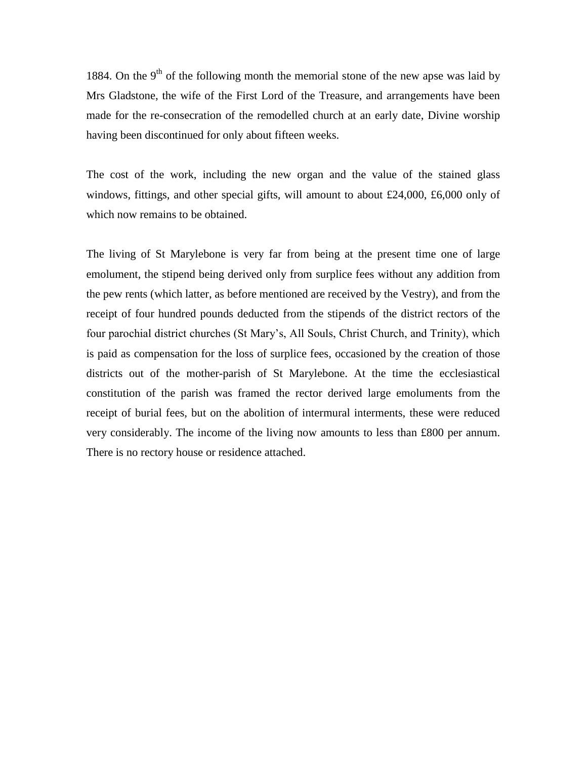1884. On the 9th of the following month the memorial stone of the new apse was laid by Mrs Gladstone, the wife of the First Lord of the Treasure, and arrangements have been made for the re-consecration of the remodelled church at an early date, Divine worship having been discontinued for only about fifteen weeks.

The cost of the work, including the new organ and the value of the stained glass windows, fittings, and other special gifts, will amount to about £24,000, £6,000 only of which now remains to be obtained.

The living of St Marylebone is very far from being at the present time one of large emolument, the stipend being derived only from surplice fees without any addition from the pew rents (which latter, as before mentioned are received by the Vestry), and from the receipt of four hundred pounds deducted from the stipends of the district rectors of the four parochial district churches (St Mary's, All Souls, Christ Church, and Trinity), which is paid as compensation for the loss of surplice fees, occasioned by the creation of those districts out of the mother-parish of St Marylebone. At the time the ecclesiastical constitution of the parish was framed the rector derived large emoluments from the receipt of burial fees, but on the abolition of intermural interments, these were reduced very considerably. The income of the living now amounts to less than £800 per annum. There is no rectory house or residence attached.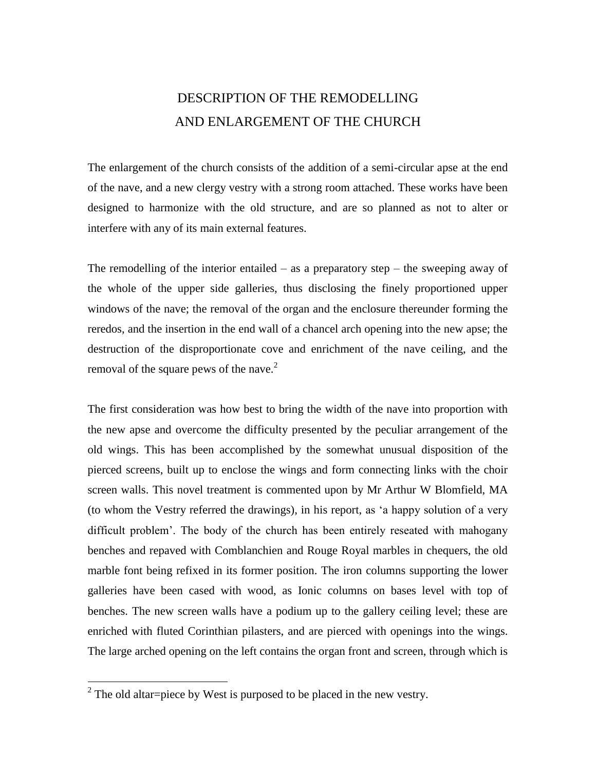# DESCRIPTION OF THE REMODELLING AND ENLARGEMENT OF THE CHURCH

The enlargement of the church consists of the addition of a semi-circular apse at the end of the nave, and a new clergy vestry with a strong room attached. These works have been designed to harmonize with the old structure, and are so planned as not to alter or interfere with any of its main external features.

The remodelling of the interior entailed – as a preparatory step – the sweeping away of the whole of the upper side galleries, thus disclosing the finely proportioned upper windows of the nave; the removal of the organ and the enclosure thereunder forming the reredos, and the insertion in the end wall of a chancel arch opening into the new apse; the destruction of the disproportionate cove and enrichment of the nave ceiling, and the removal of the square pews of the nave.[2]

The first consideration was how best to bring the width of the nave into proportion with the new apse and overcome the difficulty presented by the peculiar arrangement of the old wings. This has been accomplished by the somewhat unusual disposition of the pierced screens, built up to enclose the wings and form connecting links with the choir screen walls. This novel treatment is commented upon by Mr Arthur W Blomfield, MA (to whom the Vestry referred the drawings), in his report, as 'a happy solution of a very difficult problem'. The body of the church has been entirely reseated with mahogany benches and repaved with Comblanchien and Rouge Royal marbles in chequers, the old marble font being refixed in its former position. The iron columns supporting the lower galleries have been cased with wood, as Ionic columns on bases level with top of benches. The new screen walls have a podium up to the gallery ceiling level; these are enriched with fluted Corinthian pilasters, and are pierced with openings into the wings. The large arched opening on the left contains the organ front and screen, through which is

[2] The old altar=piece by West is purposed to be placed in the new vestry.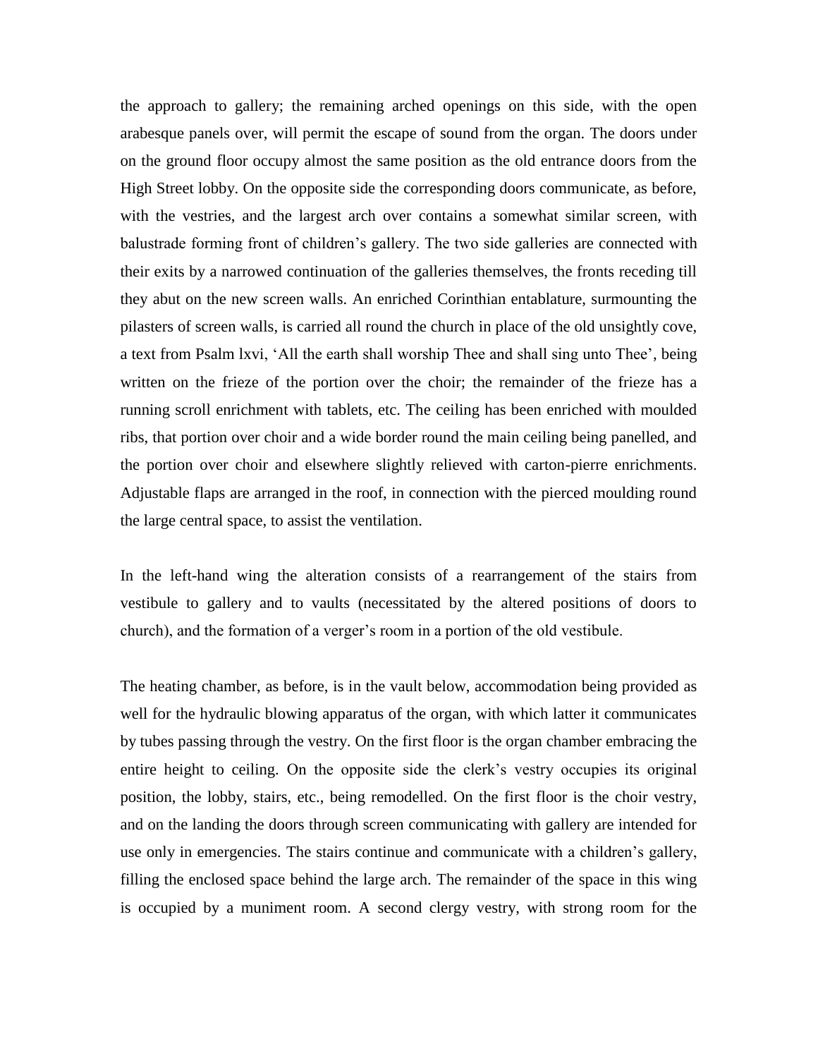the approach to gallery; the remaining arched openings on this side, with the open arabesque panels over, will permit the escape of sound from the organ. The doors under on the ground floor occupy almost the same position as the old entrance doors from the High Street lobby. On the opposite side the corresponding doors communicate, as before, with the vestries, and the largest arch over contains a somewhat similar screen, with balustrade forming front of children's gallery. The two side galleries are connected with their exits by a narrowed continuation of the galleries themselves, the fronts receding till they abut on the new screen walls. An enriched Corinthian entablature, surmounting the pilasters of screen walls, is carried all round the church in place of the old unsightly cove, a text from Psalm lxvi, 'All the earth shall worship Thee and shall sing unto Thee', being written on the frieze of the portion over the choir; the remainder of the frieze has a running scroll enrichment with tablets, etc. The ceiling has been enriched with moulded ribs, that portion over choir and a wide border round the main ceiling being panelled, and the portion over choir and elsewhere slightly relieved with carton-pierre enrichments. Adjustable flaps are arranged in the roof, in connection with the pierced moulding round the large central space, to assist the ventilation.

In the left-hand wing the alteration consists of a rearrangement of the stairs from vestibule to gallery and to vaults (necessitated by the altered positions of doors to church), and the formation of a verger's room in a portion of the old vestibule.

The heating chamber, as before, is in the vault below, accommodation being provided as well for the hydraulic blowing apparatus of the organ, with which latter it communicates by tubes passing through the vestry. On the first floor is the organ chamber embracing the entire height to ceiling. On the opposite side the clerk's vestry occupies its original position, the lobby, stairs, etc., being remodelled. On the first floor is the choir vestry, and on the landing the doors through screen communicating with gallery are intended for use only in emergencies. The stairs continue and communicate with a children's gallery, filling the enclosed space behind the large arch. The remainder of the space in this wing is occupied by a muniment room. A second clergy vestry, with strong room for the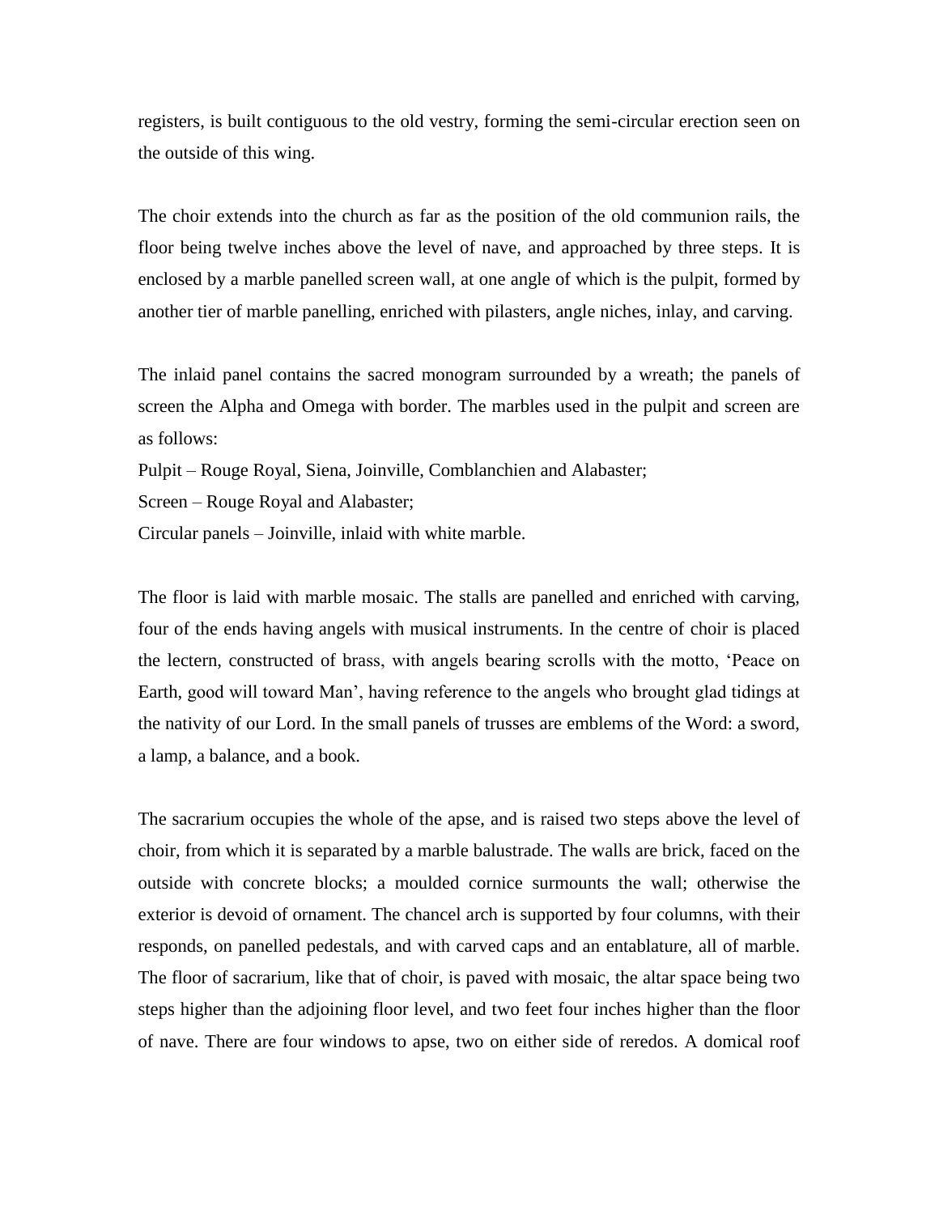registers, is built contiguous to the old vestry, forming the semi-circular erection seen on the outside of this wing.

The choir extends into the church as far as the position of the old communion rails, the floor being twelve inches above the level of nave, and approached by three steps. It is enclosed by a marble panelled screen wall, at one angle of which is the pulpit, formed by another tier of marble panelling, enriched with pilasters, angle niches, inlay, and carving.

The inlaid panel contains the sacred monogram surrounded by a wreath; the panels of screen the Alpha and Omega with border. The marbles used in the pulpit and screen are as follows:

Pulpit – Rouge Royal, Siena, Joinville, Comblanchien and Alabaster;

Screen – Rouge Royal and Alabaster;

Circular panels – Joinville, inlaid with white marble.

The floor is laid with marble mosaic. The stalls are panelled and enriched with carving, four of the ends having angels with musical instruments. In the centre of choir is placed the lectern, constructed of brass, with angels bearing scrolls with the motto, 'Peace on Earth, good will toward Man', having reference to the angels who brought glad tidings at the nativity of our Lord. In the small panels of trusses are emblems of the Word: a sword, a lamp, a balance, and a book.

The sacrarium occupies the whole of the apse, and is raised two steps above the level of choir, from which it is separated by a marble balustrade. The walls are brick, faced on the outside with concrete blocks; a moulded cornice surmounts the wall; otherwise the exterior is devoid of ornament. The chancel arch is supported by four columns, with their responds, on panelled pedestals, and with carved caps and an entablature, all of marble. The floor of sacrarium, like that of choir, is paved with mosaic, the altar space being two steps higher than the adjoining floor level, and two feet four inches higher than the floor of nave. There are four windows to apse, two on either side of reredos. A domical roof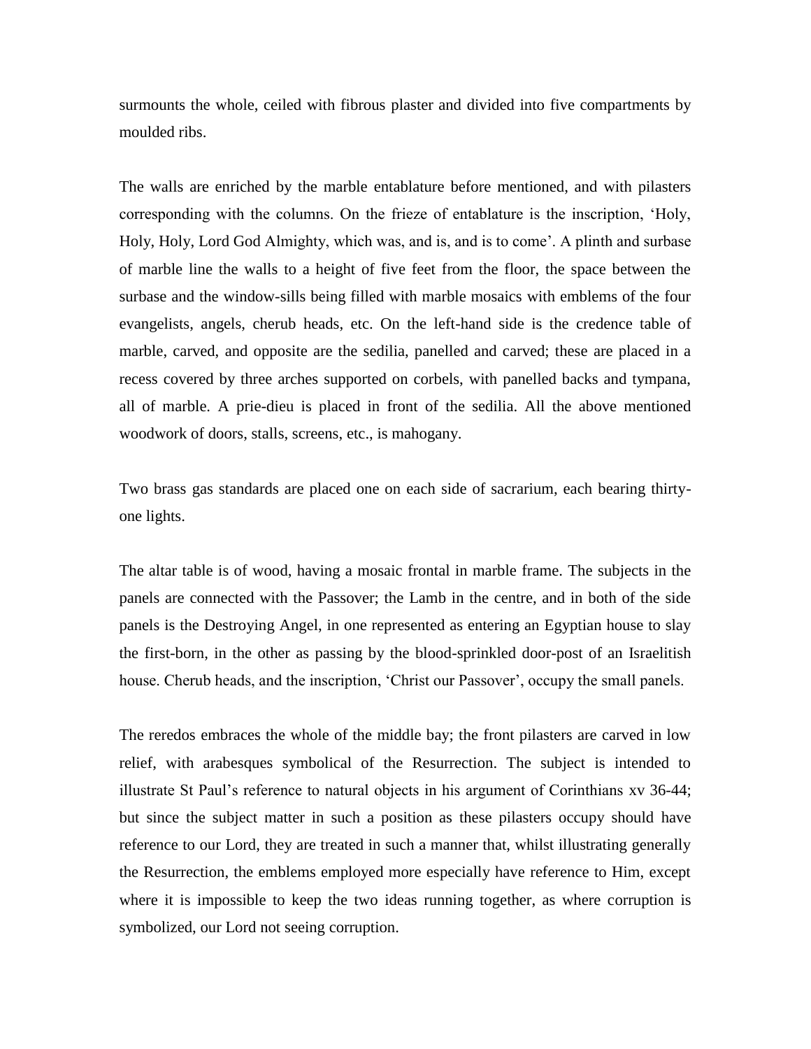surmounts the whole, ceiled with fibrous plaster and divided into five compartments by moulded ribs.

The walls are enriched by the marble entablature before mentioned, and with pilasters corresponding with the columns. On the frieze of entablature is the inscription, 'Holy, Holy, Holy, Lord God Almighty, which was, and is, and is to come'. A plinth and surbase of marble line the walls to a height of five feet from the floor, the space between the surbase and the window-sills being filled with marble mosaics with emblems of the four evangelists, angels, cherub heads, etc. On the left-hand side is the credence table of marble, carved, and opposite are the sedilia, panelled and carved; these are placed in a recess covered by three arches supported on corbels, with panelled backs and tympana, all of marble. A prie-dieu is placed in front of the sedilia. All the above mentioned woodwork of doors, stalls, screens, etc., is mahogany.

Two brass gas standards are placed one on each side of sacrarium, each bearing thirty-one lights.

The altar table is of wood, having a mosaic frontal in marble frame. The subjects in the panels are connected with the Passover; the Lamb in the centre, and in both of the side panels is the Destroying Angel, in one represented as entering an Egyptian house to slay the first-born, in the other as passing by the blood-sprinkled door-post of an Israelitish house. Cherub heads, and the inscription, 'Christ our Passover', occupy the small panels.

The reredos embraces the whole of the middle bay; the front pilasters are carved in low relief, with arabesques symbolical of the Resurrection. The subject is intended to illustrate St Paul's reference to natural objects in his argument of Corinthians xv 36-44; but since the subject matter in such a position as these pilasters occupy should have reference to our Lord, they are treated in such a manner that, whilst illustrating generally the Resurrection, the emblems employed more especially have reference to Him, except where it is impossible to keep the two ideas running together, as where corruption is symbolized, our Lord not seeing corruption.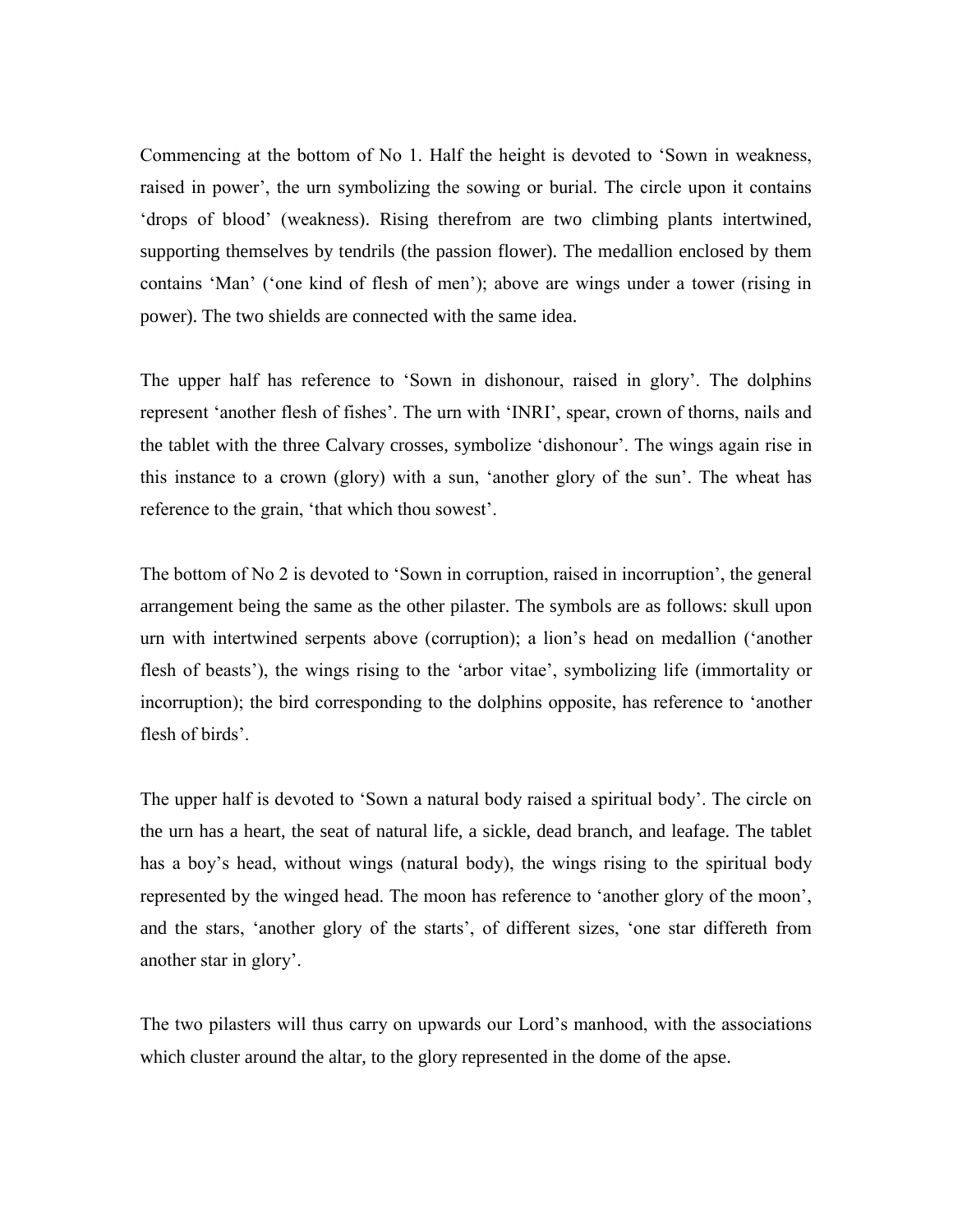Commencing at the bottom of No 1. Half the height is devoted to 'Sown in weakness, raised in power', the urn symbolizing the sowing or burial. The circle upon it contains 'drops of blood' (weakness). Rising therefrom are two climbing plants intertwined, supporting themselves by tendrils (the passion flower). The medallion enclosed by them contains 'Man' ('one kind of flesh of men'); above are wings under a tower (rising in power). The two shields are connected with the same idea.

The upper half has reference to 'Sown in dishonour, raised in glory'. The dolphins represent 'another flesh of fishes'. The urn with 'INRI', spear, crown of thorns, nails and the tablet with the three Calvary crosses, symbolize 'dishonour'. The wings again rise in this instance to a crown (glory) with a sun, 'another glory of the sun'. The wheat has reference to the grain, 'that which thou sowest'.

The bottom of No 2 is devoted to 'Sown in corruption, raised in incorruption', the general arrangement being the same as the other pilaster. The symbols are as follows: skull upon urn with intertwined serpents above (corruption); a lion's head on medallion ('another flesh of beasts'), the wings rising to the 'arbor vitae', symbolizing life (immortality or incorruption); the bird corresponding to the dolphins opposite, has reference to 'another flesh of birds'.

The upper half is devoted to 'Sown a natural body raised a spiritual body'. The circle on the urn has a heart, the seat of natural life, a sickle, dead branch, and leafage. The tablet has a boy's head, without wings (natural body), the wings rising to the spiritual body represented by the winged head. The moon has reference to 'another glory of the moon', and the stars, 'another glory of the starts', of different sizes, 'one star differeth from another star in glory'.

The two pilasters will thus carry on upwards our Lord's manhood, with the associations which cluster around the altar, to the glory represented in the dome of the apse.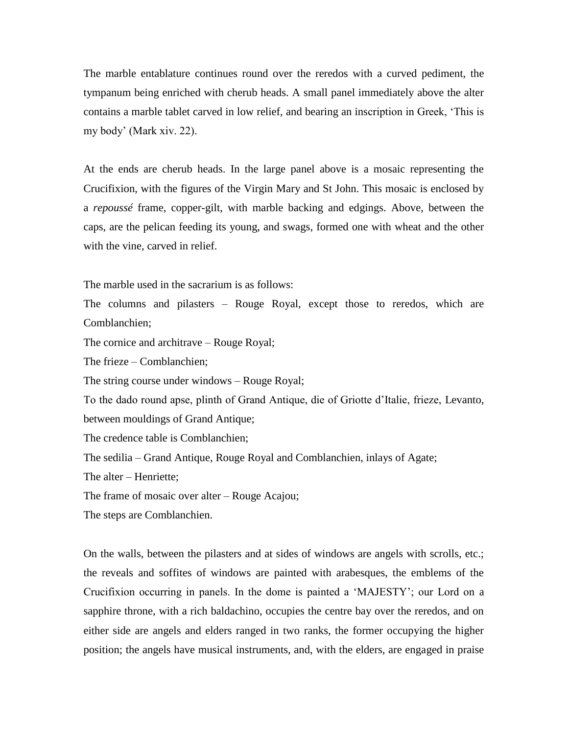The marble entablature continues round over the reredos with a curved pediment, the tympanum being enriched with cherub heads. A small panel immediately above the alter contains a marble tablet carved in low relief, and bearing an inscription in Greek, 'This is my body' (Mark xiv. 22).

At the ends are cherub heads. In the large panel above is a mosaic representing the Crucifixion, with the figures of the Virgin Mary and St John. This mosaic is enclosed by a *repoussé* frame, copper-gilt, with marble backing and edgings. Above, between the caps, are the pelican feeding its young, and swags, formed one with wheat and the other with the vine, carved in relief.

The marble used in the sacrarium is as follows:
The columns and pilasters – Rouge Royal, except those to reredos, which are Comblanchien;
The cornice and architrave – Rouge Royal;
The frieze – Comblanchien;
The string course under windows – Rouge Royal;
To the dado round apse, plinth of Grand Antique, die of Griotte d'Italie, frieze, Levanto, between mouldings of Grand Antique;
The credence table is Comblanchien;
The sedilia – Grand Antique, Rouge Royal and Comblanchien, inlays of Agate;
The alter – Henriette;
The frame of mosaic over alter – Rouge Acajou;
The steps are Comblanchien.

On the walls, between the pilasters and at sides of windows are angels with scrolls, etc.; the reveals and soffites of windows are painted with arabesques, the emblems of the Crucifixion occurring in panels. In the dome is painted a 'MAJESTY'; our Lord on a sapphire throne, with a rich baldachino, occupies the centre bay over the reredos, and on either side are angels and elders ranged in two ranks, the former occupying the higher position; the angels have musical instruments, and, with the elders, are engaged in praise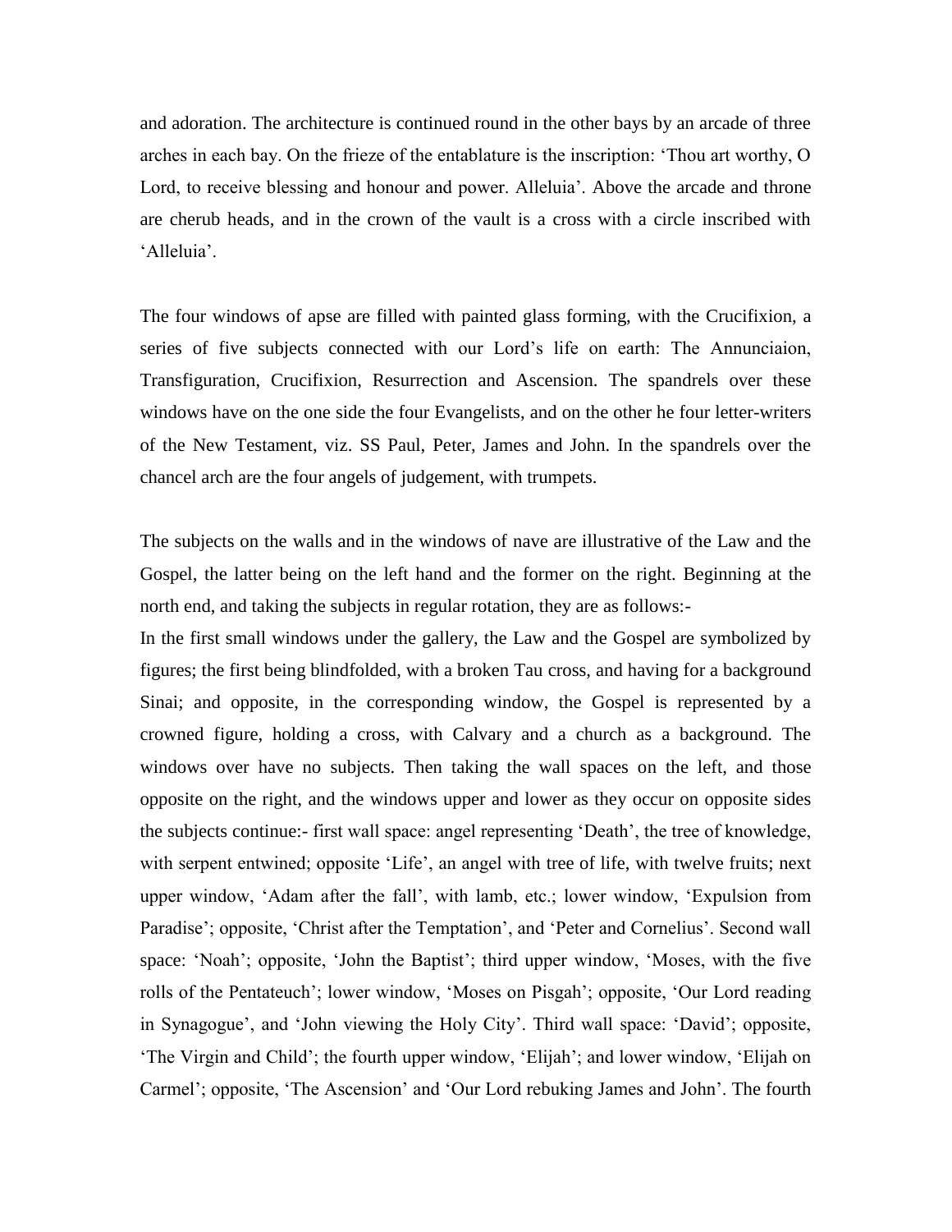and adoration. The architecture is continued round in the other bays by an arcade of three arches in each bay. On the frieze of the entablature is the inscription: 'Thou art worthy, O Lord, to receive blessing and honour and power. Alleluia'. Above the arcade and throne are cherub heads, and in the crown of the vault is a cross with a circle inscribed with 'Alleluia'.

The four windows of apse are filled with painted glass forming, with the Crucifixion, a series of five subjects connected with our Lord's life on earth: The Annunciaion, Transfiguration, Crucifixion, Resurrection and Ascension. The spandrels over these windows have on the one side the four Evangelists, and on the other he four letter-writers of the New Testament, viz. SS Paul, Peter, James and John. In the spandrels over the chancel arch are the four angels of judgement, with trumpets.

The subjects on the walls and in the windows of nave are illustrative of the Law and the Gospel, the latter being on the left hand and the former on the right. Beginning at the north end, and taking the subjects in regular rotation, they are as follows:-
In the first small windows under the gallery, the Law and the Gospel are symbolized by figures; the first being blindfolded, with a broken Tau cross, and having for a background Sinai; and opposite, in the corresponding window, the Gospel is represented by a crowned figure, holding a cross, with Calvary and a church as a background. The windows over have no subjects. Then taking the wall spaces on the left, and those opposite on the right, and the windows upper and lower as they occur on opposite sides the subjects continue:- first wall space: angel representing 'Death', the tree of knowledge, with serpent entwined; opposite 'Life', an angel with tree of life, with twelve fruits; next upper window, 'Adam after the fall', with lamb, etc.; lower window, 'Expulsion from Paradise'; opposite, 'Christ after the Temptation', and 'Peter and Cornelius'. Second wall space: 'Noah'; opposite, 'John the Baptist'; third upper window, 'Moses, with the five rolls of the Pentateuch'; lower window, 'Moses on Pisgah'; opposite, 'Our Lord reading in Synagogue', and 'John viewing the Holy City'. Third wall space: 'David'; opposite, 'The Virgin and Child'; the fourth upper window, 'Elijah'; and lower window, 'Elijah on Carmel'; opposite, 'The Ascension' and 'Our Lord rebuking James and John'. The fourth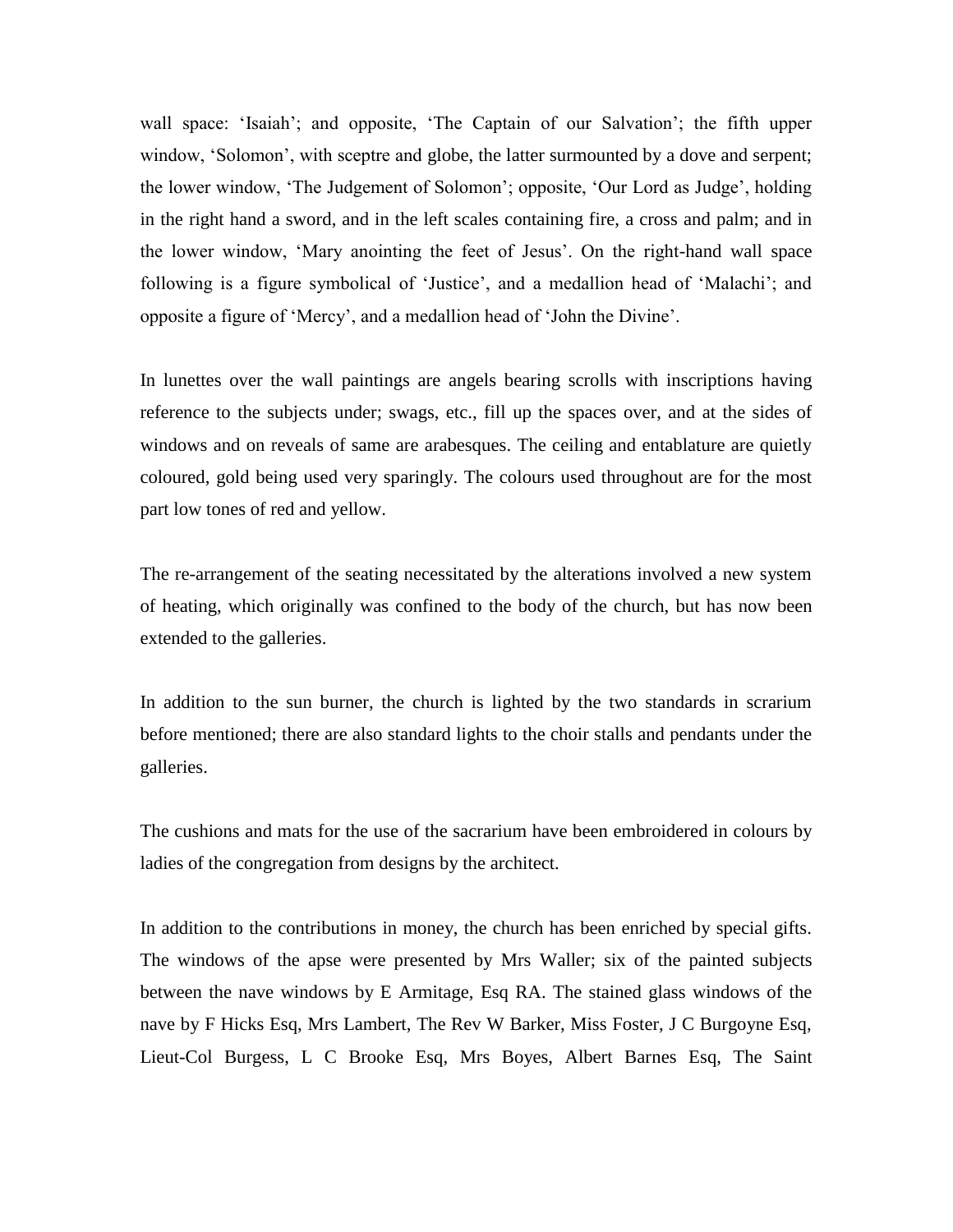wall space: 'Isaiah'; and opposite, 'The Captain of our Salvation'; the fifth upper window, 'Solomon', with sceptre and globe, the latter surmounted by a dove and serpent; the lower window, 'The Judgement of Solomon'; opposite, 'Our Lord as Judge', holding in the right hand a sword, and in the left scales containing fire, a cross and palm; and in the lower window, 'Mary anointing the feet of Jesus'. On the right-hand wall space following is a figure symbolical of 'Justice', and a medallion head of 'Malachi'; and opposite a figure of 'Mercy', and a medallion head of 'John the Divine'.

In lunettes over the wall paintings are angels bearing scrolls with inscriptions having reference to the subjects under; swags, etc., fill up the spaces over, and at the sides of windows and on reveals of same are arabesques. The ceiling and entablature are quietly coloured, gold being used very sparingly. The colours used throughout are for the most part low tones of red and yellow.

The re-arrangement of the seating necessitated by the alterations involved a new system of heating, which originally was confined to the body of the church, but has now been extended to the galleries.

In addition to the sun burner, the church is lighted by the two standards in scrarium before mentioned; there are also standard lights to the choir stalls and pendants under the galleries.

The cushions and mats for the use of the sacrarium have been embroidered in colours by ladies of the congregation from designs by the architect.

In addition to the contributions in money, the church has been enriched by special gifts. The windows of the apse were presented by Mrs Waller; six of the painted subjects between the nave windows by E Armitage, Esq RA. The stained glass windows of the nave by F Hicks Esq, Mrs Lambert, The Rev W Barker, Miss Foster, J C Burgoyne Esq, Lieut-Col Burgess, L C Brooke Esq, Mrs Boyes, Albert Barnes Esq, The Saint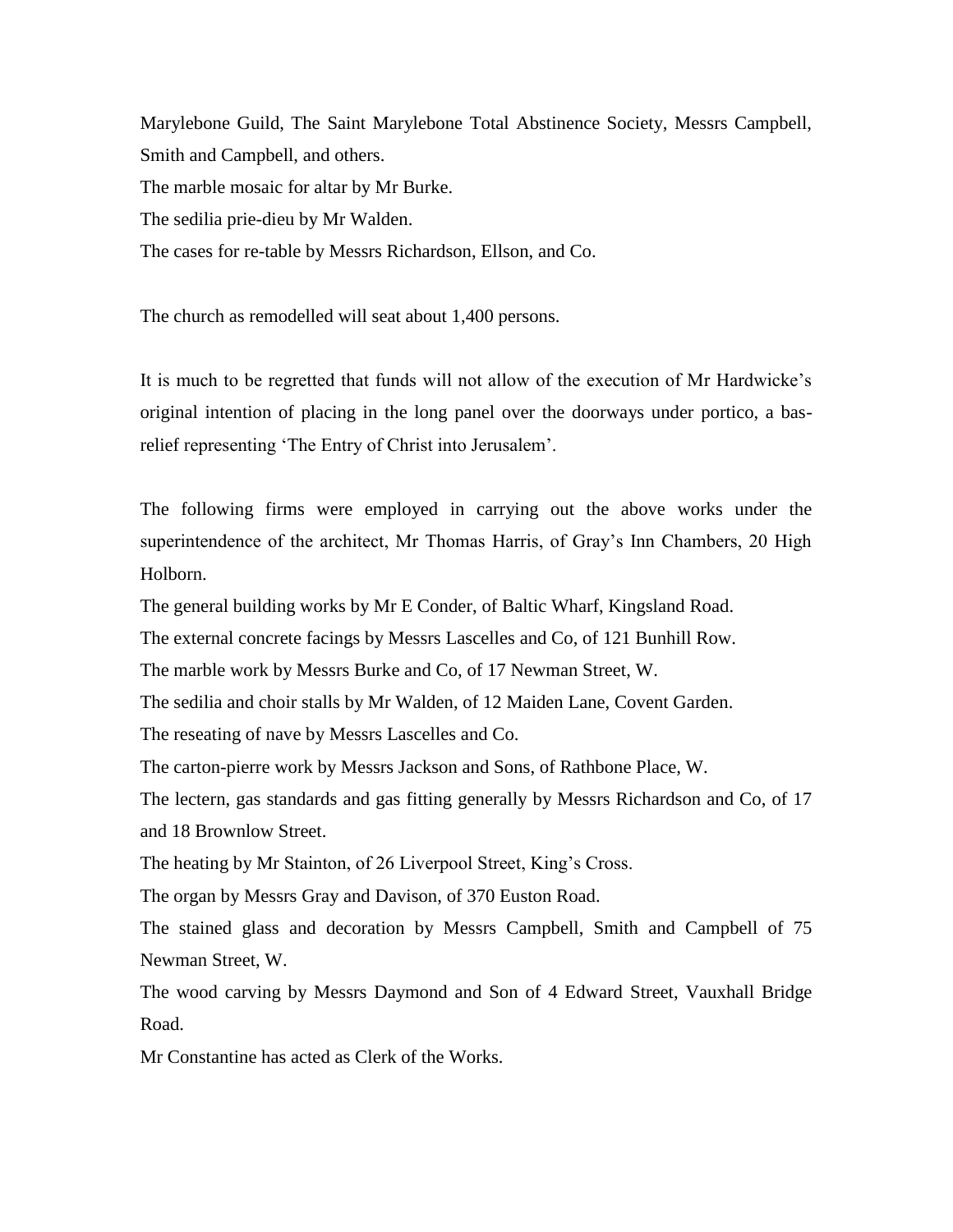Marylebone Guild, The Saint Marylebone Total Abstinence Society, Messrs Campbell, Smith and Campbell, and others.

The marble mosaic for altar by Mr Burke.

The sedilia prie-dieu by Mr Walden.

The cases for re-table by Messrs Richardson, Ellson, and Co.

The church as remodelled will seat about 1,400 persons.

It is much to be regretted that funds will not allow of the execution of Mr Hardwicke's original intention of placing in the long panel over the doorways under portico, a bas-relief representing 'The Entry of Christ into Jerusalem'.

The following firms were employed in carrying out the above works under the superintendence of the architect, Mr Thomas Harris, of Gray's Inn Chambers, 20 High Holborn.

The general building works by Mr E Conder, of Baltic Wharf, Kingsland Road.

The external concrete facings by Messrs Lascelles and Co, of 121 Bunhill Row.

The marble work by Messrs Burke and Co, of 17 Newman Street, W.

The sedilia and choir stalls by Mr Walden, of 12 Maiden Lane, Covent Garden.

The reseating of nave by Messrs Lascelles and Co.

The carton-pierre work by Messrs Jackson and Sons, of Rathbone Place, W.

The lectern, gas standards and gas fitting generally by Messrs Richardson and Co, of 17 and 18 Brownlow Street.

The heating by Mr Stainton, of 26 Liverpool Street, King's Cross.

The organ by Messrs Gray and Davison, of 370 Euston Road.

The stained glass and decoration by Messrs Campbell, Smith and Campbell of 75 Newman Street, W.

The wood carving by Messrs Daymond and Son of 4 Edward Street, Vauxhall Bridge Road.

Mr Constantine has acted as Clerk of the Works.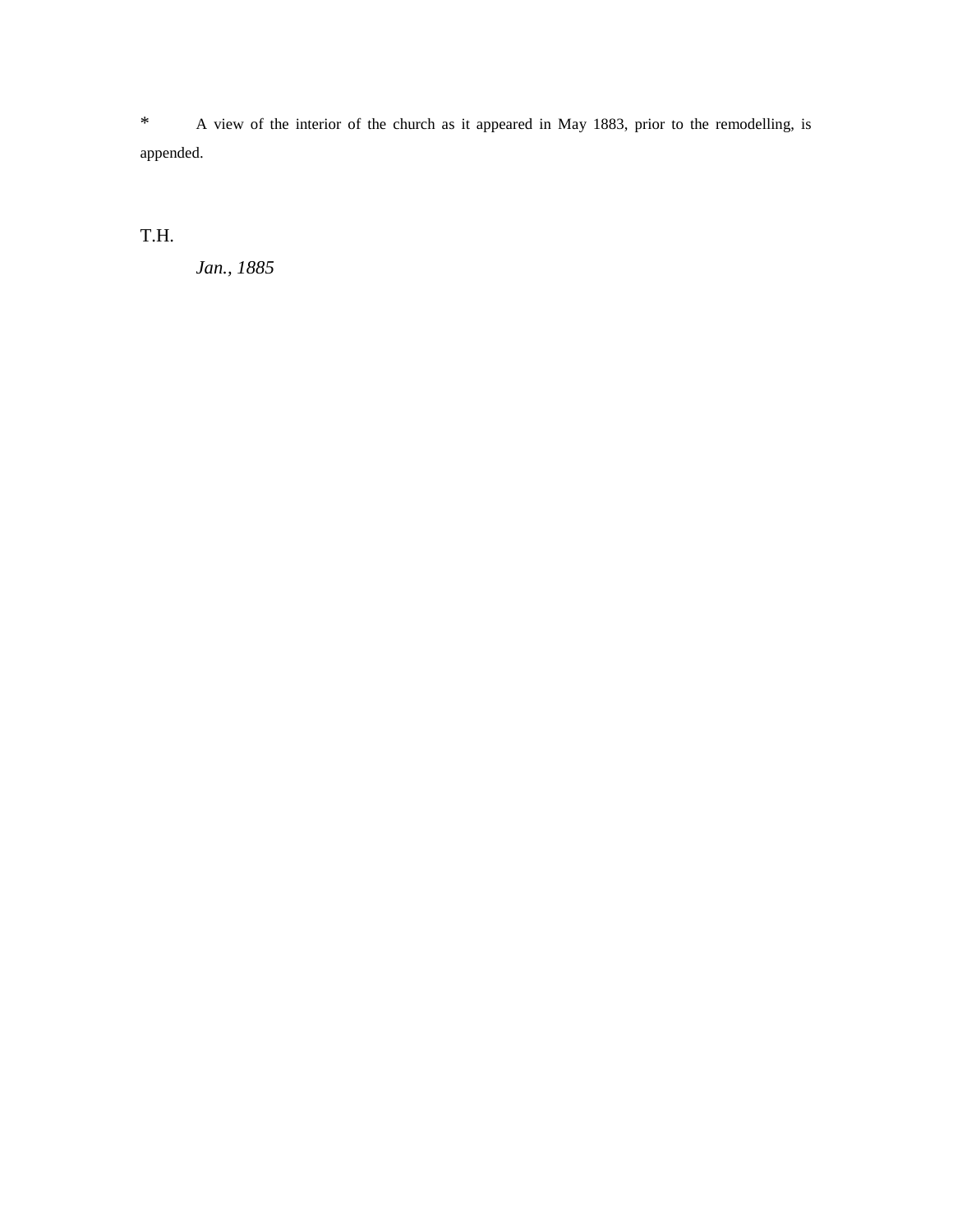* A view of the interior of the church as it appeared in May 1883, prior to the remodelling, is appended.

T.H.

*Jan., 1885*